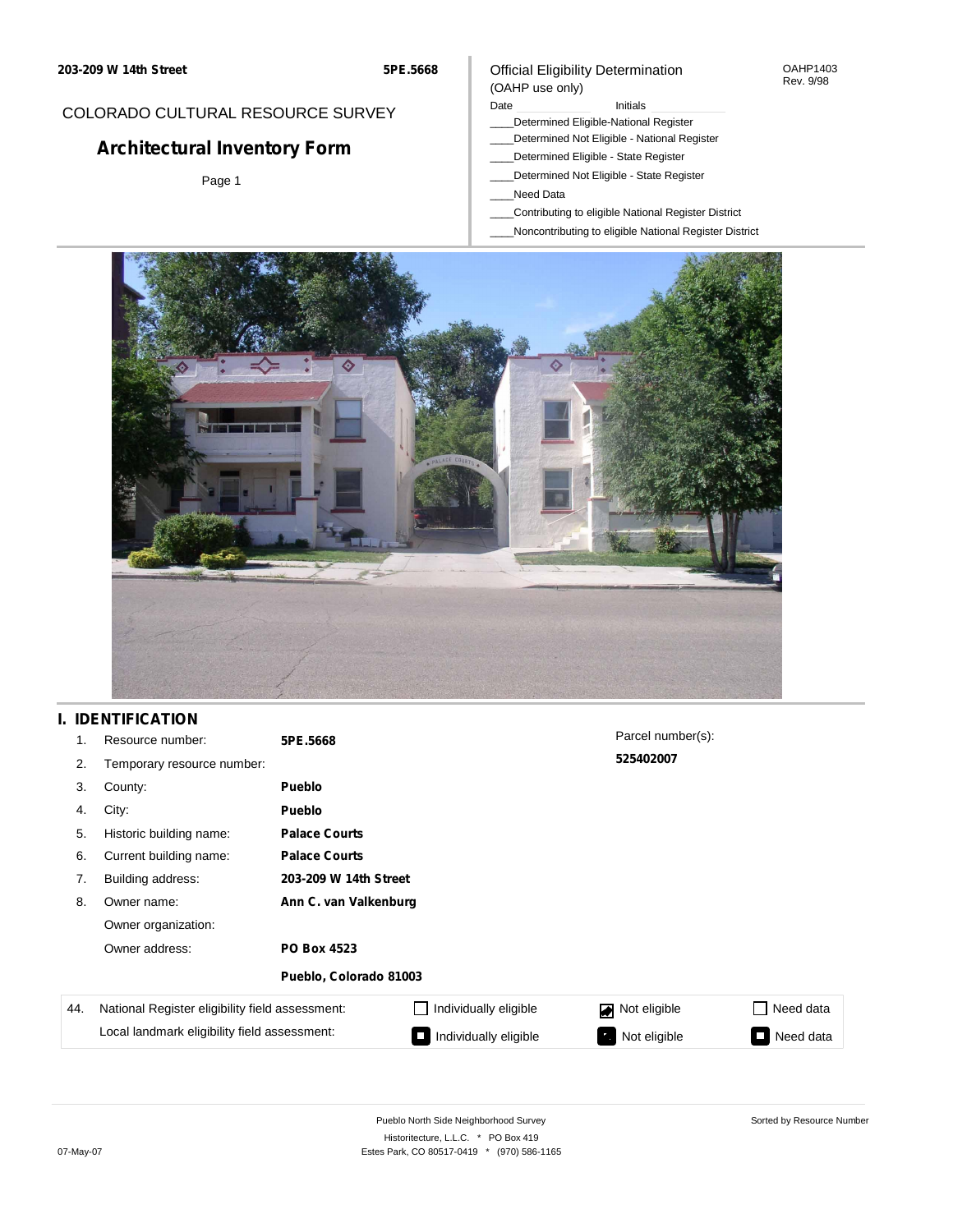203-209 W 14th Street | 5PE.5668

COLORADO CULTURAL RESOURCE SURVEY

# Architectural Inventory Form

Official Eligibility Determination
(OAHP use only)

OAHP1403
Rev. 9/98

Date ____________ Initials ____________

____Determined Eligible-National Register
____Determined Not Eligible - National Register
____Determined Eligible - State Register
____Determined Not Eligible - State Register
____Need Data
____Contributing to eligible National Register District
____Noncontributing to eligible National Register District

## I. IDENTIFICATION

| | | |
|---|---|---|
| 1. | Resource number: | **5PE.5668** |
| 2. | Temporary resource number: | |
| 3. | County: | **Pueblo** |
| 4. | City: | **Pueblo** |
| 5. | Historic building name: | **Palace Courts** |
| 6. | Current building name: | **Palace Courts** |
| 7. | Building address: | **203-209 W 14th Street** |
| 8. | Owner name: | **Ann C. van Valkenburg** |
| | Owner organization: | |
| | Owner address: | **PO Box 4523** |
| | | **Pueblo, Colorado 81003** |

Parcel number(s):
**525402007**

| 44. | | | | |
|---|---|---|---|---|
| National Register eligibility field assessment: | ☐ Individually eligible | ☑ Not eligible | ☐ Need data |
| Local landmark eligibility field assessment: | ☐ Individually eligible | ☐ Not eligible | ☐ Need data |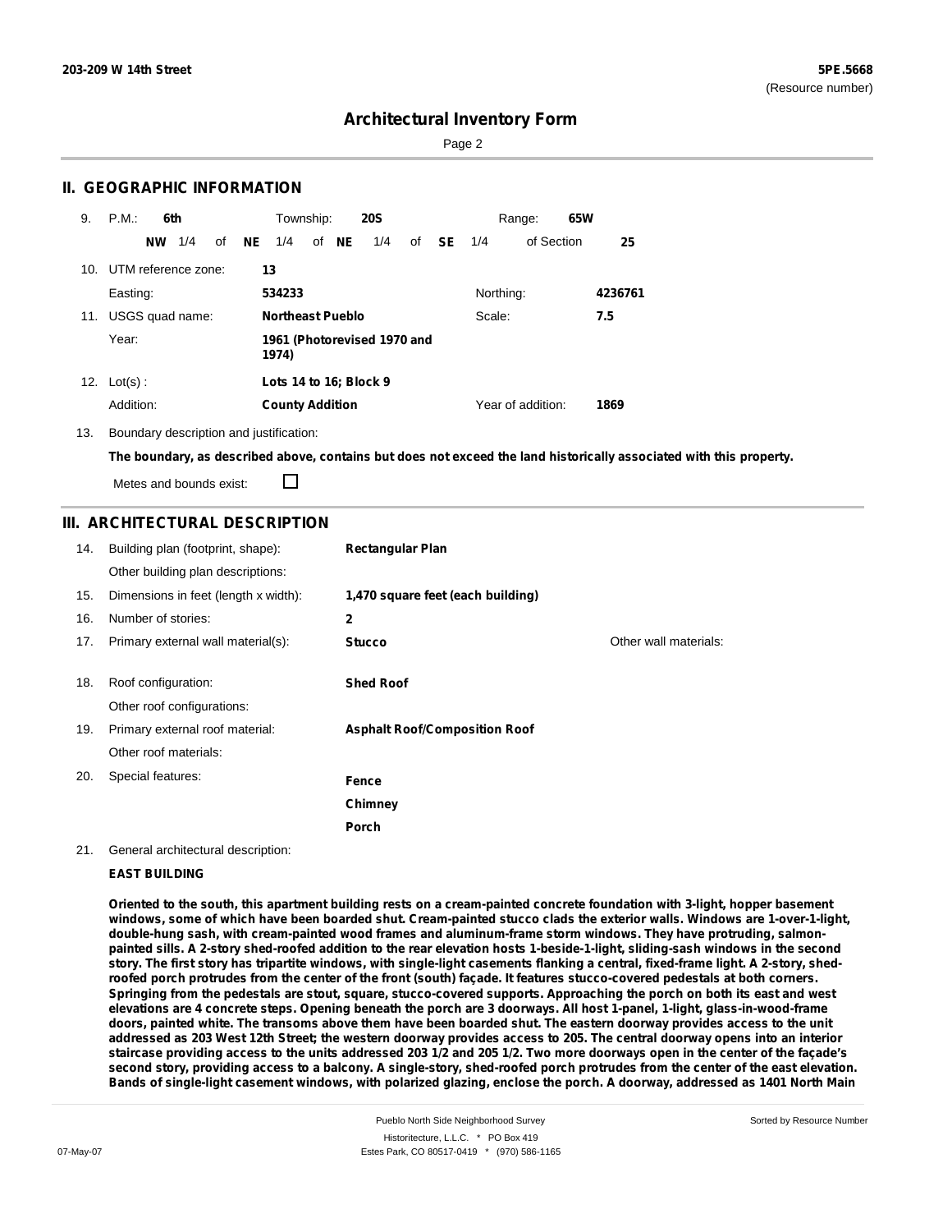## II. GEOGRAPHIC INFORMATION

9. P.M.: **6th** Township: **20S** Range: **65W**
**NW** 1/4 of **NE** 1/4 of **NE** 1/4 of **SE** 1/4 of Section **25**

10. UTM reference zone: **13**
Easting: **534233** Northing: **4236761**

11. USGS quad name: **Northeast Pueblo** Scale: **7.5**
Year: **1961 (Photorevised 1970 and 1974)**

12. Lot(s) : **Lots 14 to 16; Block 9**
Addition: **County Addition** Year of addition: **1869**

13. Boundary description and justification:
**The boundary, as described above, contains but does not exceed the land historically associated with this property.**
Metes and bounds exist: ☐

## III. ARCHITECTURAL DESCRIPTION

14. Building plan (footprint, shape): **Rectangular Plan**
Other building plan descriptions:

15. Dimensions in feet (length x width): **1,470 square feet (each building)**

16. Number of stories: **2**

17. Primary external wall material(s): **Stucco** Other wall materials:

18. Roof configuration: **Shed Roof**
Other roof configurations:

19. Primary external roof material: **Asphalt Roof/Composition Roof**
Other roof materials:

20. Special features: **Fence**
**Chimney**
**Porch**

21. General architectural description:

**EAST BUILDING**

**Oriented to the south, this apartment building rests on a cream-painted concrete foundation with 3-light, hopper basement windows, some of which have been boarded shut. Cream-painted stucco clads the exterior walls. Windows are 1-over-1-light, double-hung sash, with cream-painted wood frames and aluminum-frame storm windows. They have protruding, salmon-painted sills. A 2-story shed-roofed addition to the rear elevation hosts 1-beside-1-light, sliding-sash windows in the second story. The first story has tripartite windows, with single-light casements flanking a central, fixed-frame light. A 2-story, shed-roofed porch protrudes from the center of the front (south) façade. It features stucco-covered pedestals at both corners. Springing from the pedestals are stout, square, stucco-covered supports. Approaching the porch on both its east and west elevations are 4 concrete steps. Opening beneath the porch are 3 doorways. All host 1-panel, 1-light, glass-in-wood-frame doors, painted white. The transoms above them have been boarded shut. The eastern doorway provides access to the unit addressed as 203 West 12th Street; the western doorway provides access to 205. The central doorway opens into an interior staircase providing access to the units addressed 203 1/2 and 205 1/2. Two more doorways open in the center of the façade's second story, providing access to a balcony. A single-story, shed-roofed porch protrudes from the center of the east elevation. Bands of single-light casement windows, with polarized glazing, enclose the porch. A doorway, addressed as 1401 North Main**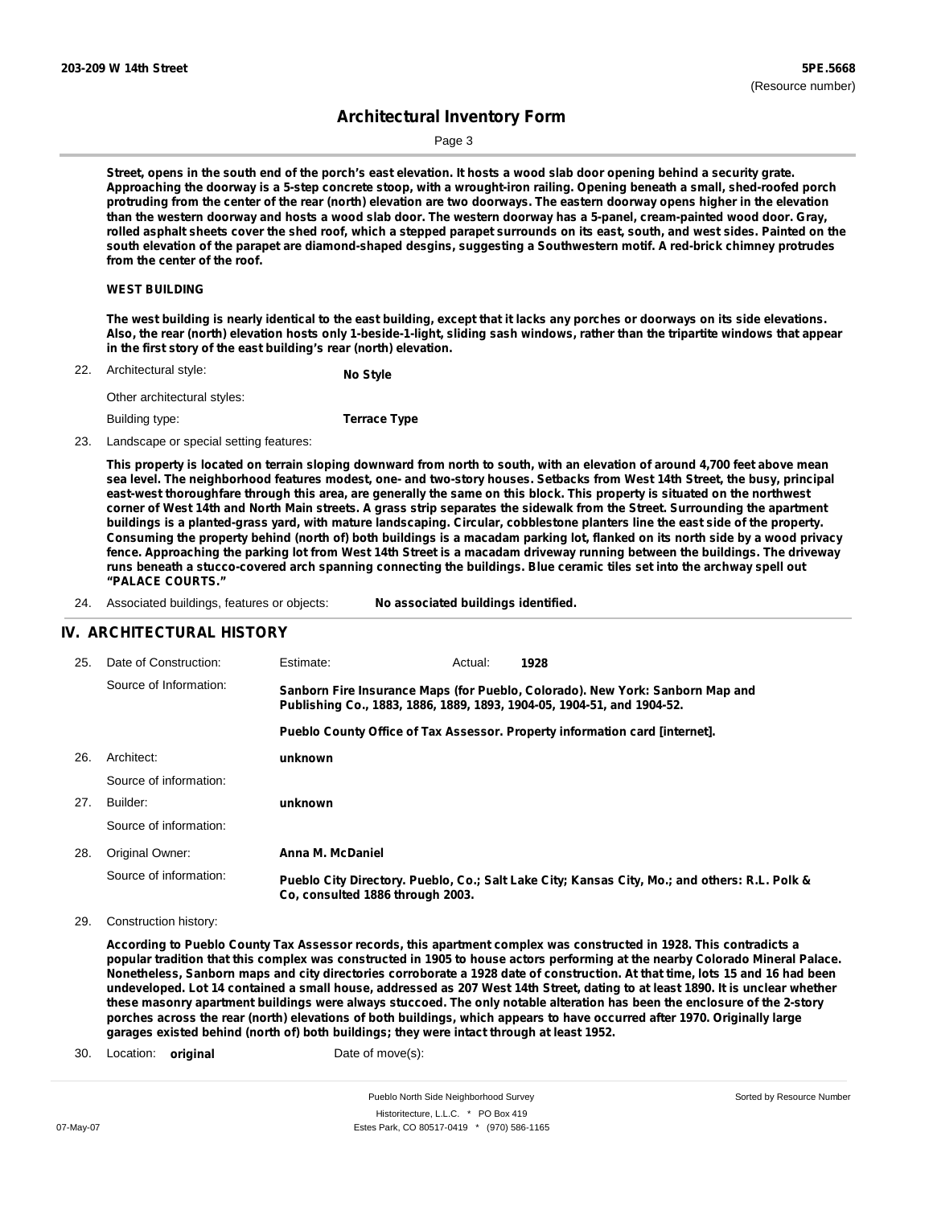**203-209 W 14th Street** **5PE.5668** (Resource number)

# Architectural Inventory Form

**Street, opens in the south end of the porch's east elevation. It hosts a wood slab door opening behind a security grate. Approaching the doorway is a 5-step concrete stoop, with a wrought-iron railing. Opening beneath a small, shed-roofed porch protruding from the center of the rear (north) elevation are two doorways. The eastern doorway opens higher in the elevation than the western doorway and hosts a wood slab door. The western doorway has a 5-panel, cream-painted wood door. Gray, rolled asphalt sheets cover the shed roof, which a stepped parapet surrounds on its east, south, and west sides. Painted on the south elevation of the parapet are diamond-shaped desgins, suggesting a Southwestern motif. A red-brick chimney protrudes from the center of the roof.**

**WEST BUILDING**

**The west building is nearly identical to the east building, except that it lacks any porches or doorways on its side elevations. Also, the rear (north) elevation hosts only 1-beside-1-light, sliding sash windows, rather than the tripartite windows that appear in the first story of the east building's rear (north) elevation.**

22. Architectural style: **No Style**

 Other architectural styles:

 Building type: **Terrace Type**

23. Landscape or special setting features:

**This property is located on terrain sloping downward from north to south, with an elevation of around 4,700 feet above mean sea level. The neighborhood features modest, one- and two-story houses. Setbacks from West 14th Street, the busy, principal east-west thoroughfare through this area, are generally the same on this block. This property is situated on the northwest corner of West 14th and North Main streets. A grass strip separates the sidewalk from the Street. Surrounding the apartment buildings is a planted-grass yard, with mature landscaping. Circular, cobblestone planters line the east side of the property. Consuming the property behind (north of) both buildings is a macadam parking lot, flanked on its north side by a wood privacy fence. Approaching the parking lot from West 14th Street is a macadam driveway running between the buildings. The driveway runs beneath a stucco-covered arch spanning connecting the buildings. Blue ceramic tiles set into the archway spell out "PALACE COURTS."**

24. Associated buildings, features or objects: **No associated buildings identified.**

## IV. ARCHITECTURAL HISTORY

25. Date of Construction: Estimate: Actual: **1928**

 Source of Information: **Sanborn Fire Insurance Maps (for Pueblo, Colorado). New York: Sanborn Map and Publishing Co., 1883, 1886, 1889, 1893, 1904-05, 1904-51, and 1904-52.**

 **Pueblo County Office of Tax Assessor. Property information card [internet].**

26. Architect: **unknown**

 Source of information:

27. Builder: **unknown**

 Source of information:

28. Original Owner: **Anna M. McDaniel**

 Source of information: **Pueblo City Directory. Pueblo, Co.; Salt Lake City; Kansas City, Mo.; and others: R.L. Polk & Co, consulted 1886 through 2003.**

29. Construction history:

**According to Pueblo County Tax Assessor records, this apartment complex was constructed in 1928. This contradicts a popular tradition that this complex was constructed in 1905 to house actors performing at the nearby Colorado Mineral Palace. Nonetheless, Sanborn maps and city directories corroborate a 1928 date of construction. At that time, lots 15 and 16 had been undeveloped. Lot 14 contained a small house, addressed as 207 West 14th Street, dating to at least 1890. It is unclear whether these masonry apartment buildings were always stuccoed. The only notable alteration has been the enclosure of the 2-story porches across the rear (north) elevations of both buildings, which appears to have occurred after 1970. Originally large garages existed behind (north of) both buildings; they were intact through at least 1952.**

30. Location: **original** Date of move(s):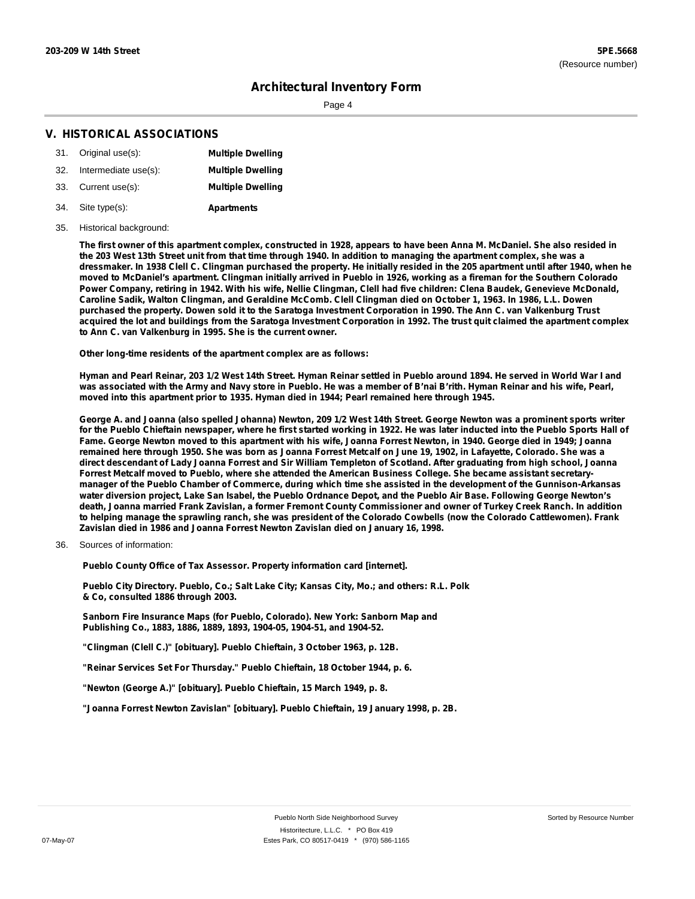# Architectural Inventory Form

## V. HISTORICAL ASSOCIATIONS

31. Original use(s): **Multiple Dwelling**
32. Intermediate use(s): **Multiple Dwelling**
33. Current use(s): **Multiple Dwelling**
34. Site type(s): **Apartments**
35. Historical background:

**The first owner of this apartment complex, constructed in 1928, appears to have been Anna M. McDaniel. She also resided in the 203 West 13th Street unit from that time through 1940. In addition to managing the apartment complex, she was a dressmaker. In 1938 Clell C. Clingman purchased the property. He initially resided in the 205 apartment until after 1940, when he moved to McDaniel's apartment. Clingman initially arrived in Pueblo in 1926, working as a fireman for the Southern Colorado Power Company, retiring in 1942. With his wife, Nellie Clingman, Clell had five children: Clena Baudek, Genevieve McDonald, Caroline Sadik, Walton Clingman, and Geraldine McComb. Clell Clingman died on October 1, 1963. In 1986, L.L. Dowen purchased the property. Dowen sold it to the Saratoga Investment Corporation in 1990. The Ann C. van Valkenburg Trust acquired the lot and buildings from the Saratoga Investment Corporation in 1992. The trust quit claimed the apartment complex to Ann C. van Valkenburg in 1995. She is the current owner.**

**Other long-time residents of the apartment complex are as follows:**

**Hyman and Pearl Reinar, 203 1/2 West 14th Street. Hyman Reinar settled in Pueblo around 1894. He served in World War I and was associated with the Army and Navy store in Pueblo. He was a member of B'nai B'rith. Hyman Reinar and his wife, Pearl, moved into this apartment prior to 1935. Hyman died in 1944; Pearl remained here through 1945.**

**George A. and Joanna (also spelled Johanna) Newton, 209 1/2 West 14th Street. George Newton was a prominent sports writer for the Pueblo Chieftain newspaper, where he first started working in 1922. He was later inducted into the Pueblo Sports Hall of Fame. George Newton moved to this apartment with his wife, Joanna Forrest Newton, in 1940. George died in 1949; Joanna remained here through 1950. She was born as Joanna Forrest Metcalf on June 19, 1902, in Lafayette, Colorado. She was a direct descendant of Lady Joanna Forrest and Sir William Templeton of Scotland. After graduating from high school, Joanna Forrest Metcalf moved to Pueblo, where she attended the American Business College. She became assistant secretary-manager of the Pueblo Chamber of Commerce, during which time she assisted in the development of the Gunnison-Arkansas water diversion project, Lake San Isabel, the Pueblo Ordnance Depot, and the Pueblo Air Base. Following George Newton's death, Joanna married Frank Zavislan, a former Fremont County Commissioner and owner of Turkey Creek Ranch. In addition to helping manage the sprawling ranch, she was president of the Colorado Cowbells (now the Colorado Cattlewomen). Frank Zavislan died in 1986 and Joanna Forrest Newton Zavislan died on January 16, 1998.**

36. Sources of information:

**Pueblo County Office of Tax Assessor. Property information card [internet].**

**Pueblo City Directory. Pueblo, Co.; Salt Lake City; Kansas City, Mo.; and others: R.L. Polk & Co, consulted 1886 through 2003.**

**Sanborn Fire Insurance Maps (for Pueblo, Colorado). New York: Sanborn Map and Publishing Co., 1883, 1886, 1889, 1893, 1904-05, 1904-51, and 1904-52.**

**"Clingman (Clell C.)" [obituary]. Pueblo Chieftain, 3 October 1963, p. 12B.**

**"Reinar Services Set For Thursday." Pueblo Chieftain, 18 October 1944, p. 6.**

**"Newton (George A.)" [obituary]. Pueblo Chieftain, 15 March 1949, p. 8.**

**"Joanna Forrest Newton Zavislan" [obituary]. Pueblo Chieftain, 19 January 1998, p. 2B.**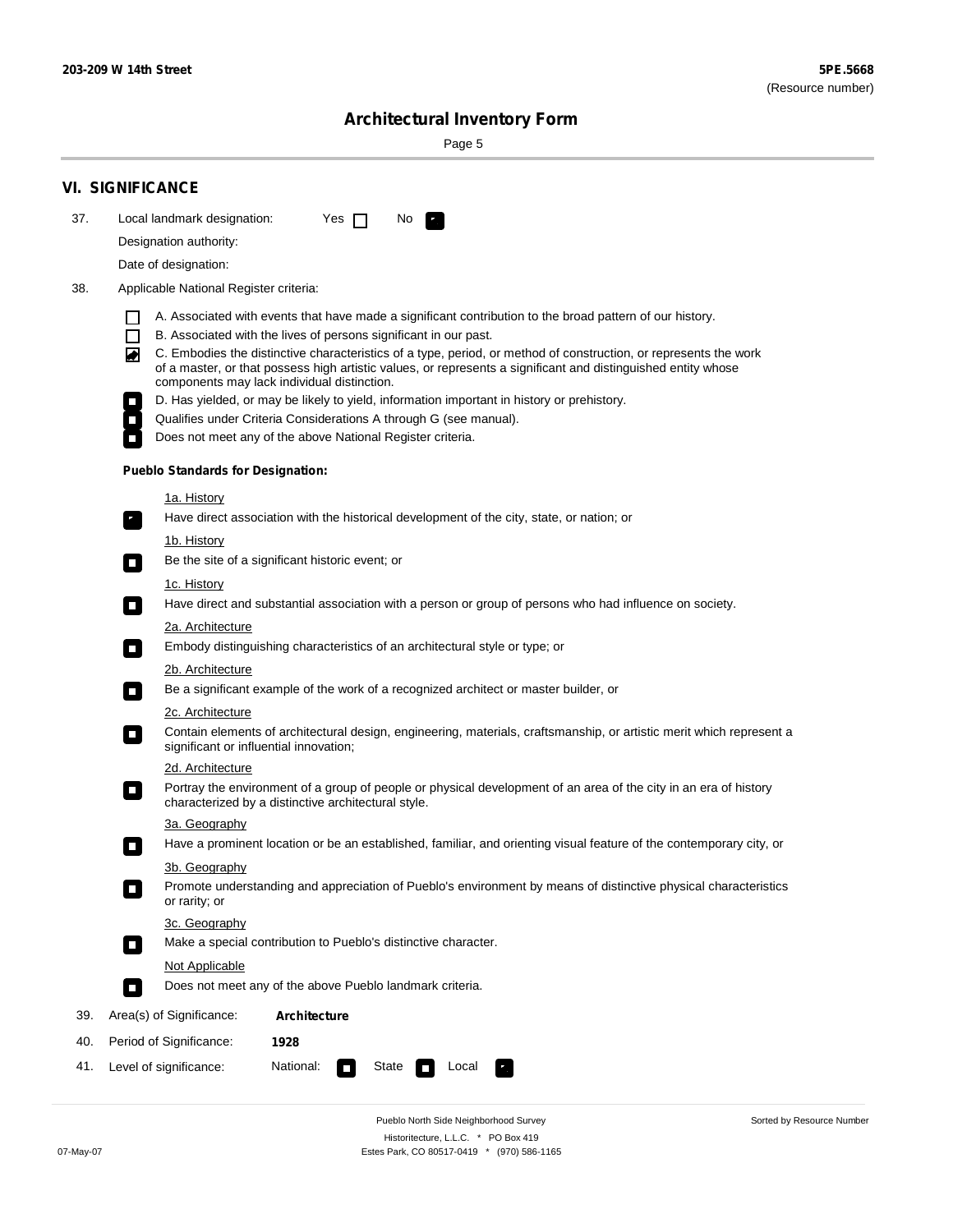## VI. SIGNIFICANCE

37. Local landmark designation: Yes ☐ No ☑

Designation authority:

Date of designation:

38. Applicable National Register criteria:

- ☐ A. Associated with events that have made a significant contribution to the broad pattern of our history.
- ☐ B. Associated with the lives of persons significant in our past.
- ☑ C. Embodies the distinctive characteristics of a type, period, or method of construction, or represents the work of a master, or that possess high artistic values, or represents a significant and distinguished entity whose components may lack individual distinction.
- ☐ D. Has yielded, or may be likely to yield, information important in history or prehistory.
- ☐ Qualifies under Criteria Considerations A through G (see manual).
- ☐ Does not meet any of the above National Register criteria.

**Pueblo Standards for Designation:**

1a. History
- ☑ Have direct association with the historical development of the city, state, or nation; or

1b. History
- ☐ Be the site of a significant historic event; or

1c. History
- ☐ Have direct and substantial association with a person or group of persons who had influence on society.

2a. Architecture
- ☐ Embody distinguishing characteristics of an architectural style or type; or

2b. Architecture
- ☐ Be a significant example of the work of a recognized architect or master builder, or

2c. Architecture
- ☐ Contain elements of architectural design, engineering, materials, craftsmanship, or artistic merit which represent a significant or influential innovation;

2d. Architecture
- ☐ Portray the environment of a group of people or physical development of an area of the city in an era of history characterized by a distinctive architectural style.

3a. Geography
- ☐ Have a prominent location or be an established, familiar, and orienting visual feature of the contemporary city, or

3b. Geography
- ☐ Promote understanding and appreciation of Pueblo's environment by means of distinctive physical characteristics or rarity; or

3c. Geography
- ☐ Make a special contribution to Pueblo's distinctive character.

Not Applicable
- ☐ Does not meet any of the above Pueblo landmark criteria.

39. Area(s) of Significance: **Architecture**

40. Period of Significance: **1928**

41. Level of significance: National: ☐ State ☐ Local ☑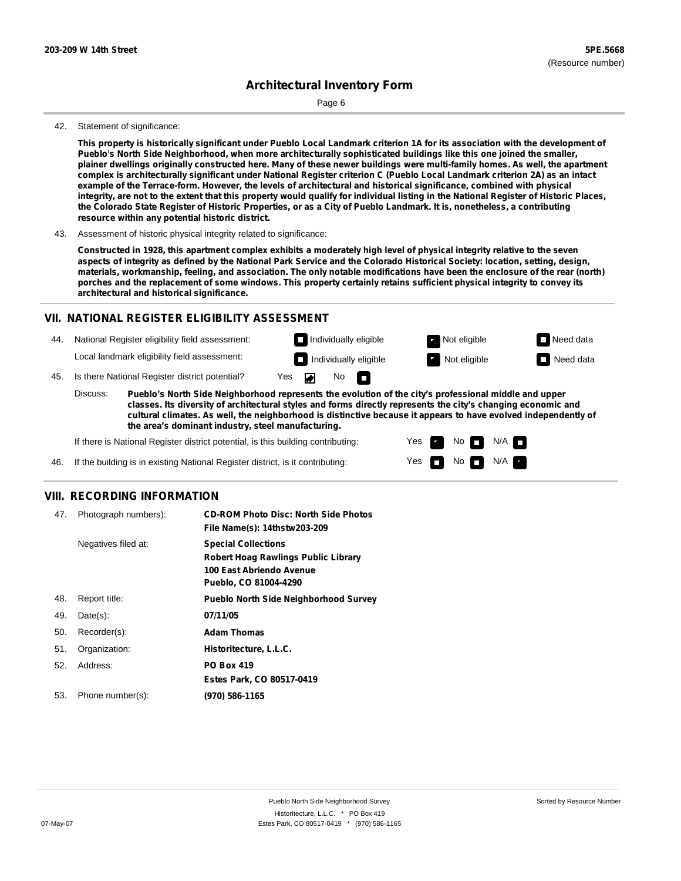42. Statement of significance:

**This property is historically significant under Pueblo Local Landmark criterion 1A for its association with the development of Pueblo's North Side Neighborhood, when more architecturally sophisticated buildings like this one joined the smaller, plainer dwellings originally constructed here. Many of these newer buildings were multi-family homes. As well, the apartment complex is architecturally significant under National Register criterion C (Pueblo Local Landmark criterion 2A) as an intact example of the Terrace-form. However, the levels of architectural and historical significance, combined with physical integrity, are not to the extent that this property would qualify for individual listing in the National Register of Historic Places, the Colorado State Register of Historic Properties, or as a City of Pueblo Landmark. It is, nonetheless, a contributing resource within any potential historic district.**

43. Assessment of historic physical integrity related to significance:

**Constructed in 1928, this apartment complex exhibits a moderately high level of physical integrity relative to the seven aspects of integrity as defined by the National Park Service and the Colorado Historical Society: location, setting, design, materials, workmanship, feeling, and association. The only notable modifications have been the enclosure of the rear (north) porches and the replacement of some windows. This property certainly retains sufficient physical integrity to convey its architectural and historical significance.**

## VII. NATIONAL REGISTER ELIGIBILITY ASSESSMENT

44. National Register eligibility field assessment: ☐ Individually eligible ☑ Not eligible ☐ Need data

Local landmark eligibility field assessment: ☐ Individually eligible ☑ Not eligible ☐ Need data

45. Is there National Register district potential? Yes ☑ No ☐

Discuss: **Pueblo's North Side Neighborhood represents the evolution of the city's professional middle and upper classes. Its diversity of architectural styles and forms directly represents the city's changing economic and cultural climates. As well, the neighborhood is distinctive because it appears to have evolved independently of the area's dominant industry, steel manufacturing.**

If there is National Register district potential, is this building contributing: Yes ☑ No ☐ N/A ☐

46. If the building is in existing National Register district, is it contributing: Yes ☐ No ☐ N/A ☑

## VIII. RECORDING INFORMATION

47. Photograph numbers): **CD-ROM Photo Disc: North Side Photos**
**File Name(s): 14thstw203-209**

Negatives filed at: **Special Collections**
**Robert Hoag Rawlings Public Library**
**100 East Abriendo Avenue**
**Pueblo, CO 81004-4290**

48. Report title: **Pueblo North Side Neighborhood Survey**

49. Date(s): **07/11/05**

50. Recorder(s): **Adam Thomas**

51. Organization: **Historitecture, L.L.C.**

52. Address: **PO Box 419**
**Estes Park, CO 80517-0419**

53. Phone number(s): **(970) 586-1165**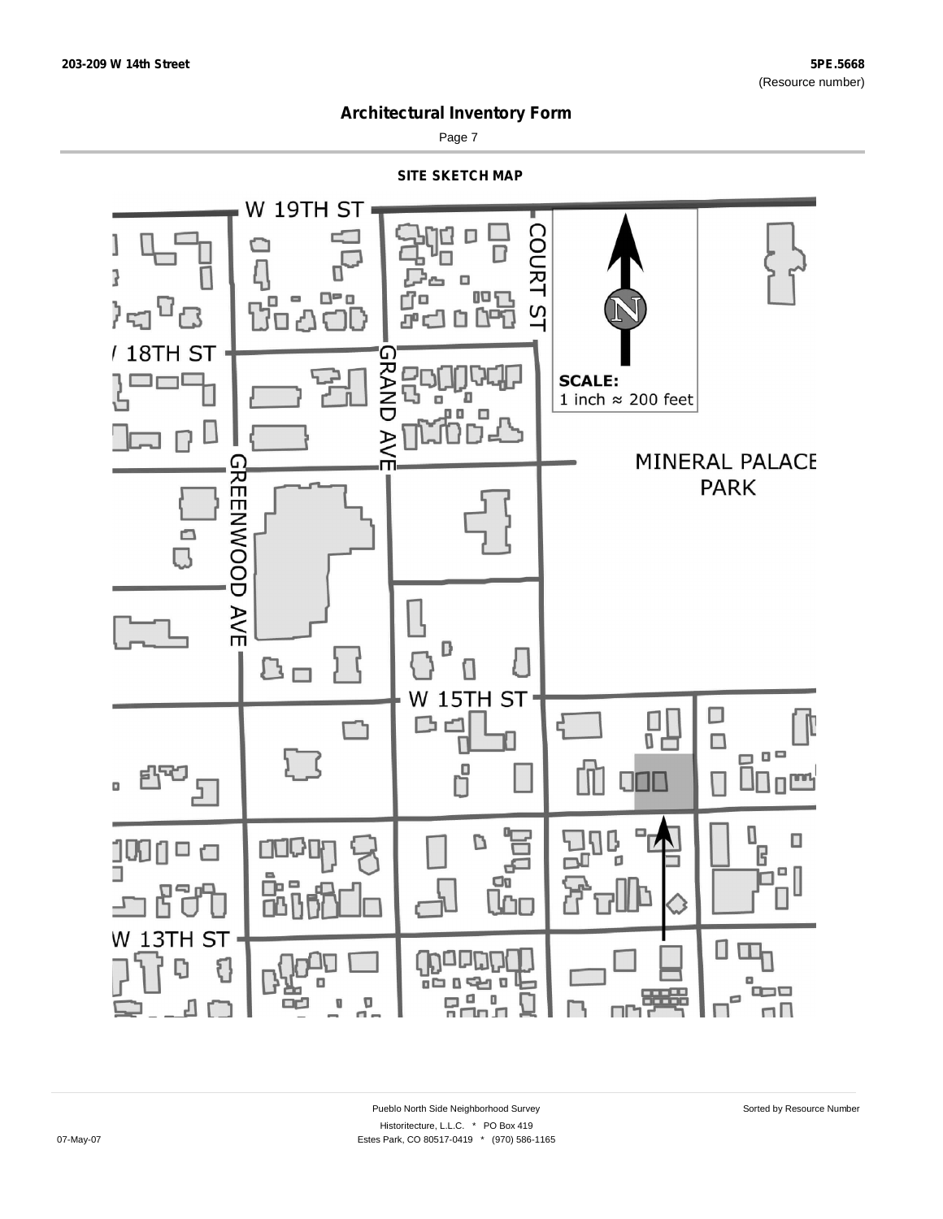203-209 W 14th Street

5PE.5668
(Resource number)

# Architectural Inventory Form

## SITE SKETCH MAP

W 19TH ST

COURT ST

W 18TH ST

GRAND AVE

GREENWOOD AVE

SCALE:
1 inch ≈ 200 feet

MINERAL PALACE PARK

W 15TH ST

W 13TH ST

Pueblo North Side Neighborhood Survey

Historitecture, L.L.C. * PO Box 419

Estes Park, CO 80517-0419 * (970) 586-1165

Sorted by Resource Number

07-May-07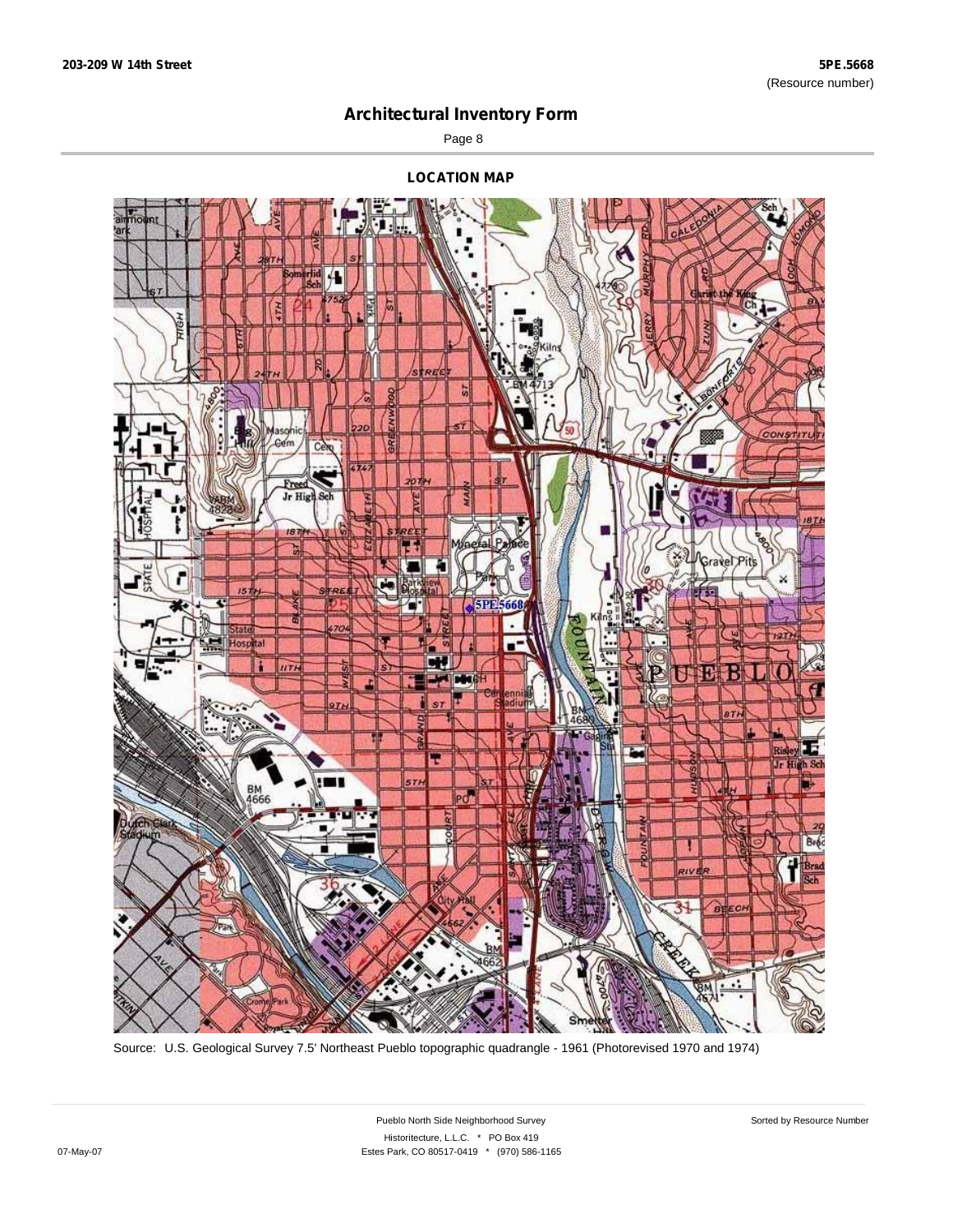## LOCATION MAP

Source: U.S. Geological Survey 7.5' Northeast Pueblo topographic quadrangle - 1961 (Photorevised 1970 and 1974)